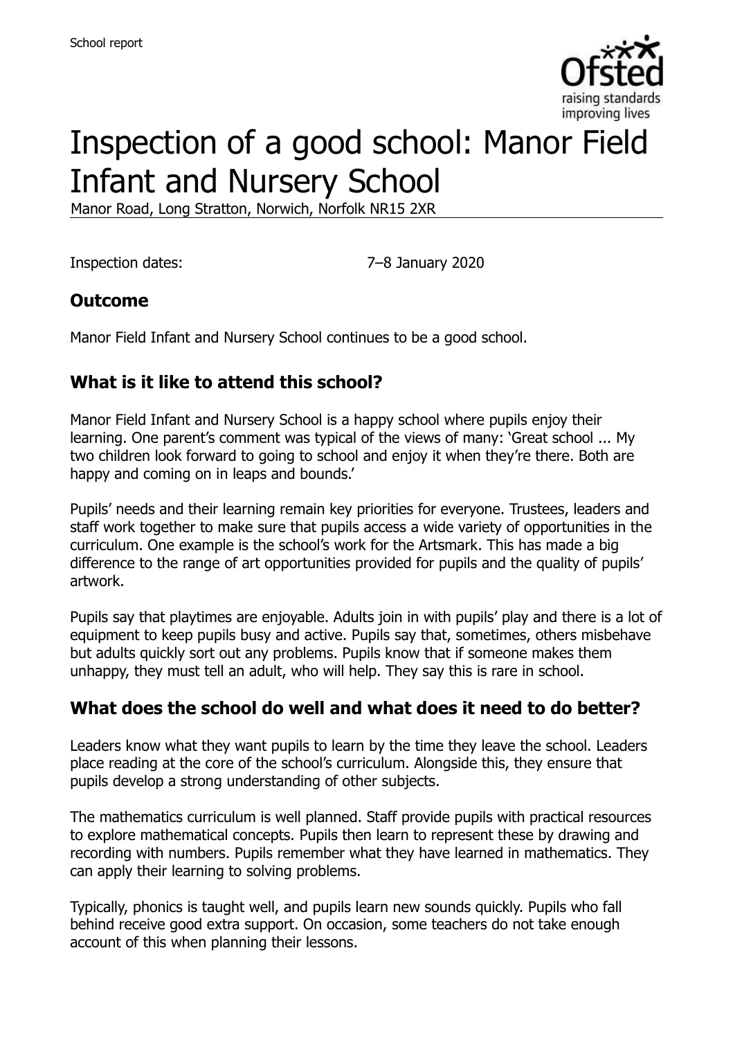# Inspection of a good school: Manor Field Infant and Nursery School

Manor Road, Long Stratton, Norwich, Norfolk NR15 2XR

Inspection dates: 7–8 January 2020

## Outcome

Manor Field Infant and Nursery School continues to be a good school.

## What is it like to attend this school?

Manor Field Infant and Nursery School is a happy school where pupils enjoy their learning. One parent's comment was typical of the views of many: 'Great school ... My two children look forward to going to school and enjoy it when they're there. Both are happy and coming on in leaps and bounds.'

Pupils' needs and their learning remain key priorities for everyone. Trustees, leaders and staff work together to make sure that pupils access a wide variety of opportunities in the curriculum. One example is the school's work for the Artsmark. This has made a big difference to the range of art opportunities provided for pupils and the quality of pupils' artwork.

Pupils say that playtimes are enjoyable. Adults join in with pupils' play and there is a lot of equipment to keep pupils busy and active. Pupils say that, sometimes, others misbehave but adults quickly sort out any problems. Pupils know that if someone makes them unhappy, they must tell an adult, who will help. They say this is rare in school.

## What does the school do well and what does it need to do better?

Leaders know what they want pupils to learn by the time they leave the school. Leaders place reading at the core of the school's curriculum. Alongside this, they ensure that pupils develop a strong understanding of other subjects.

The mathematics curriculum is well planned. Staff provide pupils with practical resources to explore mathematical concepts. Pupils then learn to represent these by drawing and recording with numbers. Pupils remember what they have learned in mathematics. They can apply their learning to solving problems.

Typically, phonics is taught well, and pupils learn new sounds quickly. Pupils who fall behind receive good extra support. On occasion, some teachers do not take enough account of this when planning their lessons.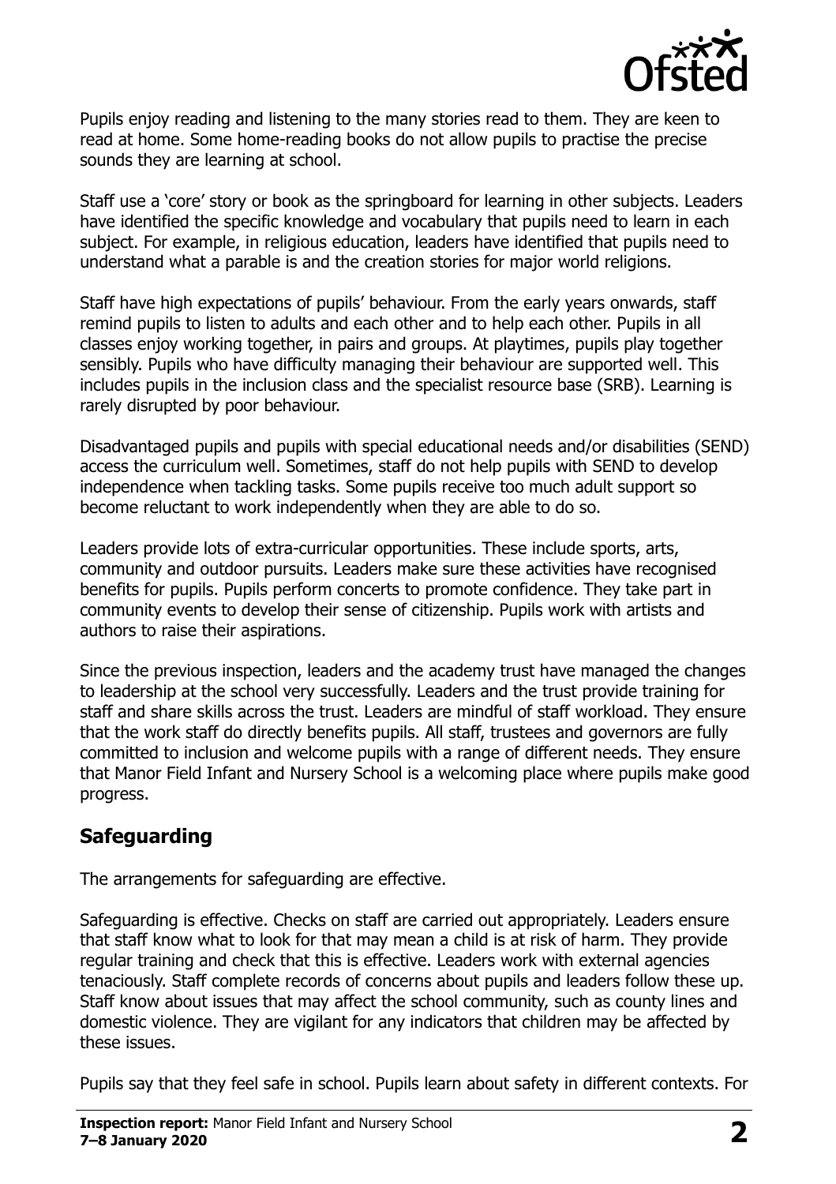Pupils enjoy reading and listening to the many stories read to them. They are keen to read at home. Some home-reading books do not allow pupils to practise the precise sounds they are learning at school.

Staff use a 'core' story or book as the springboard for learning in other subjects. Leaders have identified the specific knowledge and vocabulary that pupils need to learn in each subject. For example, in religious education, leaders have identified that pupils need to understand what a parable is and the creation stories for major world religions.

Staff have high expectations of pupils' behaviour. From the early years onwards, staff remind pupils to listen to adults and each other and to help each other. Pupils in all classes enjoy working together, in pairs and groups. At playtimes, pupils play together sensibly. Pupils who have difficulty managing their behaviour are supported well. This includes pupils in the inclusion class and the specialist resource base (SRB). Learning is rarely disrupted by poor behaviour.

Disadvantaged pupils and pupils with special educational needs and/or disabilities (SEND) access the curriculum well. Sometimes, staff do not help pupils with SEND to develop independence when tackling tasks. Some pupils receive too much adult support so become reluctant to work independently when they are able to do so.

Leaders provide lots of extra-curricular opportunities. These include sports, arts, community and outdoor pursuits. Leaders make sure these activities have recognised benefits for pupils. Pupils perform concerts to promote confidence. They take part in community events to develop their sense of citizenship. Pupils work with artists and authors to raise their aspirations.

Since the previous inspection, leaders and the academy trust have managed the changes to leadership at the school very successfully. Leaders and the trust provide training for staff and share skills across the trust. Leaders are mindful of staff workload. They ensure that the work staff do directly benefits pupils. All staff, trustees and governors are fully committed to inclusion and welcome pupils with a range of different needs. They ensure that Manor Field Infant and Nursery School is a welcoming place where pupils make good progress.

## Safeguarding

The arrangements for safeguarding are effective.

Safeguarding is effective. Checks on staff are carried out appropriately. Leaders ensure that staff know what to look for that may mean a child is at risk of harm. They provide regular training and check that this is effective. Leaders work with external agencies tenaciously. Staff complete records of concerns about pupils and leaders follow these up. Staff know about issues that may affect the school community, such as county lines and domestic violence. They are vigilant for any indicators that children may be affected by these issues.

Pupils say that they feel safe in school. Pupils learn about safety in different contexts. For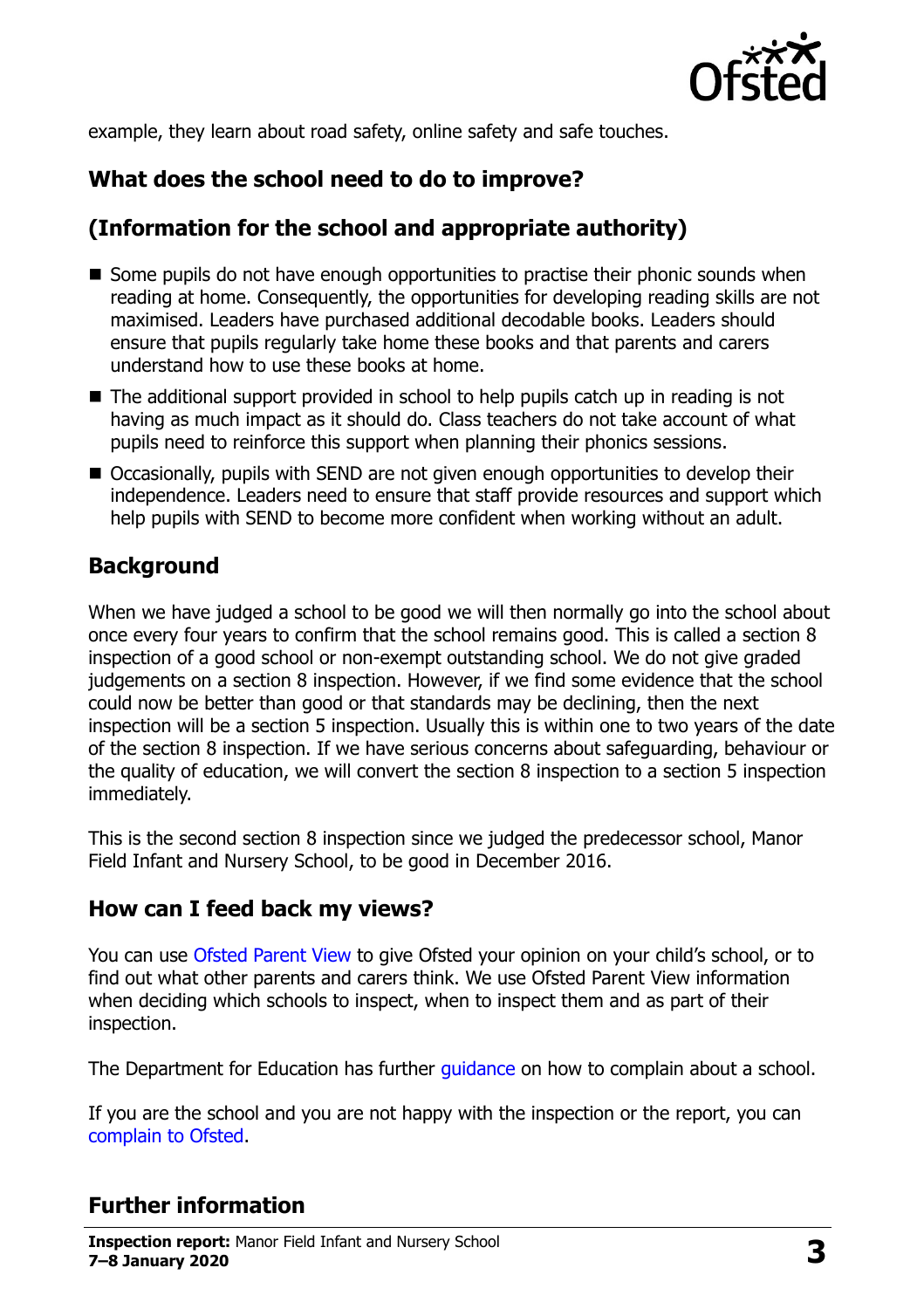example, they learn about road safety, online safety and safe touches.

## What does the school need to do to improve?

## (Information for the school and appropriate authority)

- Some pupils do not have enough opportunities to practise their phonic sounds when reading at home. Consequently, the opportunities for developing reading skills are not maximised. Leaders have purchased additional decodable books. Leaders should ensure that pupils regularly take home these books and that parents and carers understand how to use these books at home.
- The additional support provided in school to help pupils catch up in reading is not having as much impact as it should do. Class teachers do not take account of what pupils need to reinforce this support when planning their phonics sessions.
- Occasionally, pupils with SEND are not given enough opportunities to develop their independence. Leaders need to ensure that staff provide resources and support which help pupils with SEND to become more confident when working without an adult.

## Background

When we have judged a school to be good we will then normally go into the school about once every four years to confirm that the school remains good. This is called a section 8 inspection of a good school or non-exempt outstanding school. We do not give graded judgements on a section 8 inspection. However, if we find some evidence that the school could now be better than good or that standards may be declining, then the next inspection will be a section 5 inspection. Usually this is within one to two years of the date of the section 8 inspection. If we have serious concerns about safeguarding, behaviour or the quality of education, we will convert the section 8 inspection to a section 5 inspection immediately.

This is the second section 8 inspection since we judged the predecessor school, Manor Field Infant and Nursery School, to be good in December 2016.

## How can I feed back my views?

You can use Ofsted Parent View to give Ofsted your opinion on your child's school, or to find out what other parents and carers think. We use Ofsted Parent View information when deciding which schools to inspect, when to inspect them and as part of their inspection.

The Department for Education has further guidance on how to complain about a school.

If you are the school and you are not happy with the inspection or the report, you can complain to Ofsted.

## Further information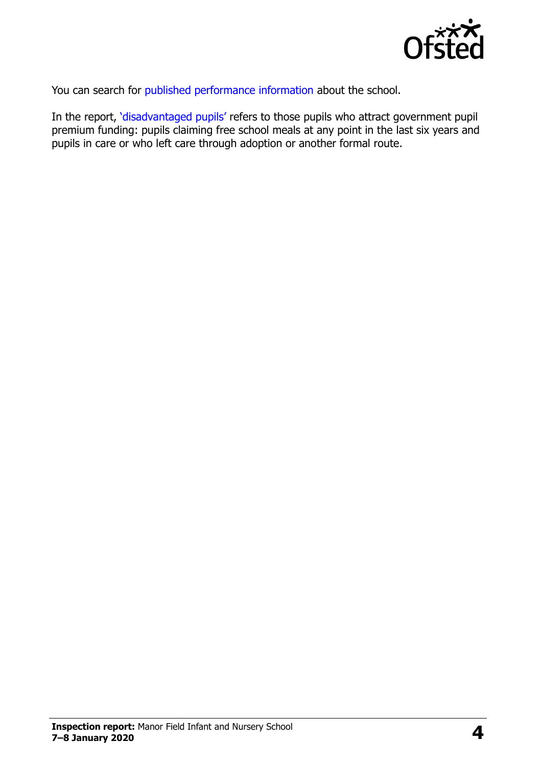You can search for published performance information about the school.

In the report, 'disadvantaged pupils' refers to those pupils who attract government pupil premium funding: pupils claiming free school meals at any point in the last six years and pupils in care or who left care through adoption or another formal route.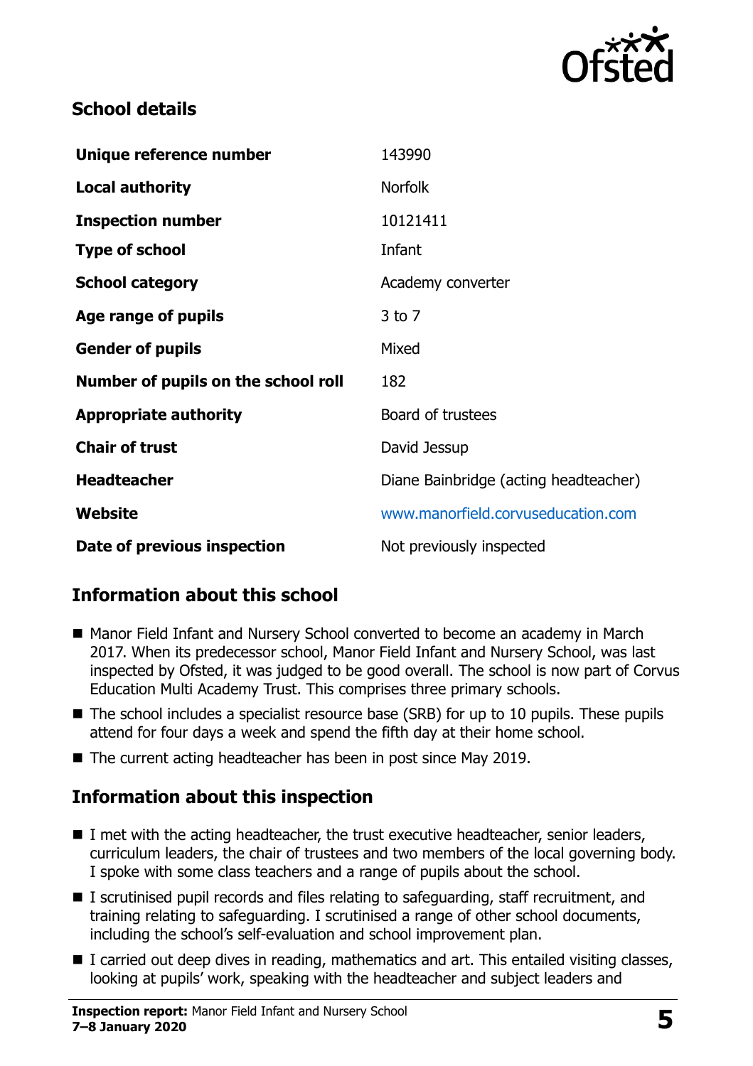## School details

| | |
|---|---|
| **Unique reference number** | 143990 |
| **Local authority** | Norfolk |
| **Inspection number** | 10121411 |
| **Type of school** | Infant |
| **School category** | Academy converter |
| **Age range of pupils** | 3 to 7 |
| **Gender of pupils** | Mixed |
| **Number of pupils on the school roll** | 182 |
| **Appropriate authority** | Board of trustees |
| **Chair of trust** | David Jessup |
| **Headteacher** | Diane Bainbridge (acting headteacher) |
| **Website** | www.manorfield.corvuseducation.com |
| **Date of previous inspection** | Not previously inspected |

## Information about this school

- Manor Field Infant and Nursery School converted to become an academy in March 2017. When its predecessor school, Manor Field Infant and Nursery School, was last inspected by Ofsted, it was judged to be good overall. The school is now part of Corvus Education Multi Academy Trust. This comprises three primary schools.
- The school includes a specialist resource base (SRB) for up to 10 pupils. These pupils attend for four days a week and spend the fifth day at their home school.
- The current acting headteacher has been in post since May 2019.

## Information about this inspection

- I met with the acting headteacher, the trust executive headteacher, senior leaders, curriculum leaders, the chair of trustees and two members of the local governing body. I spoke with some class teachers and a range of pupils about the school.
- I scrutinised pupil records and files relating to safeguarding, staff recruitment, and training relating to safeguarding. I scrutinised a range of other school documents, including the school's self-evaluation and school improvement plan.
- I carried out deep dives in reading, mathematics and art. This entailed visiting classes, looking at pupils' work, speaking with the headteacher and subject leaders and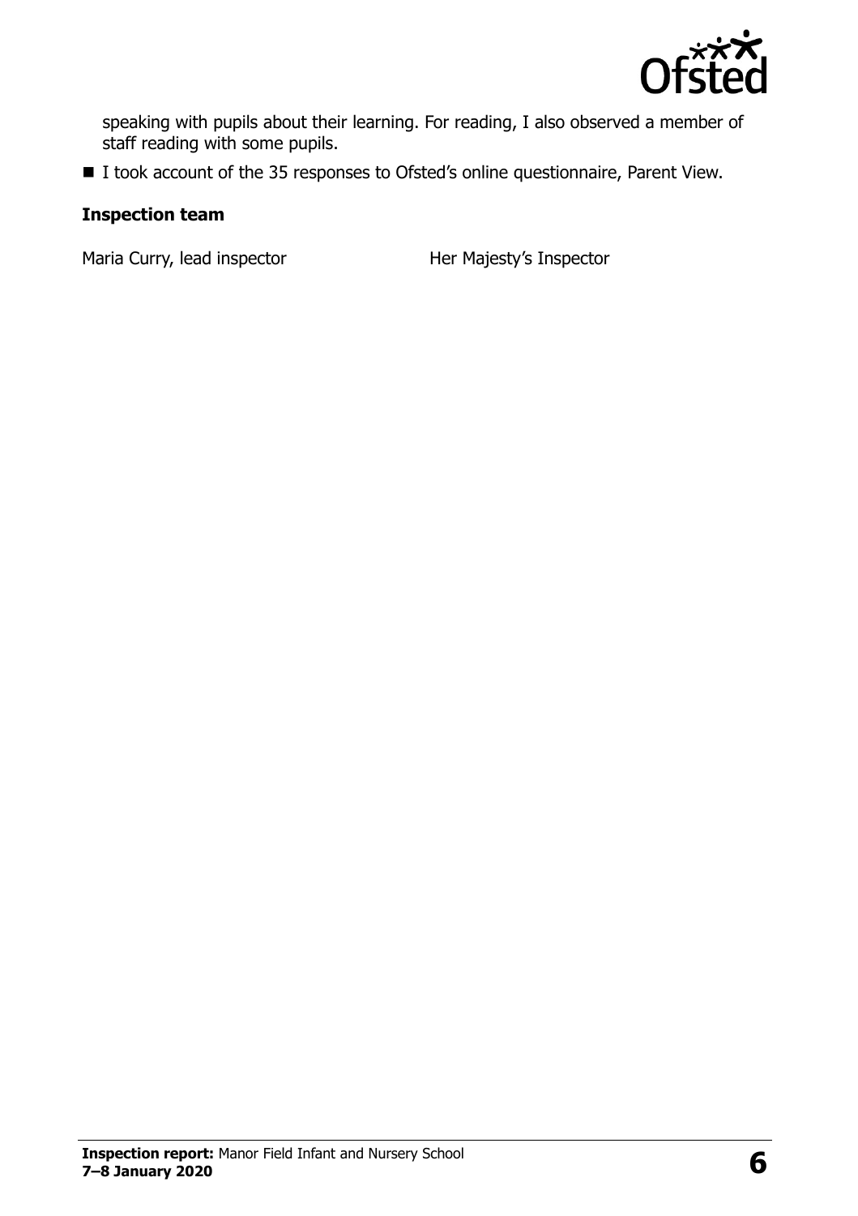speaking with pupils about their learning. For reading, I also observed a member of staff reading with some pupils.

- I took account of the 35 responses to Ofsted's online questionnaire, Parent View.

### Inspection team

| | |
|---|---|
| Maria Curry, lead inspector | Her Majesty's Inspector |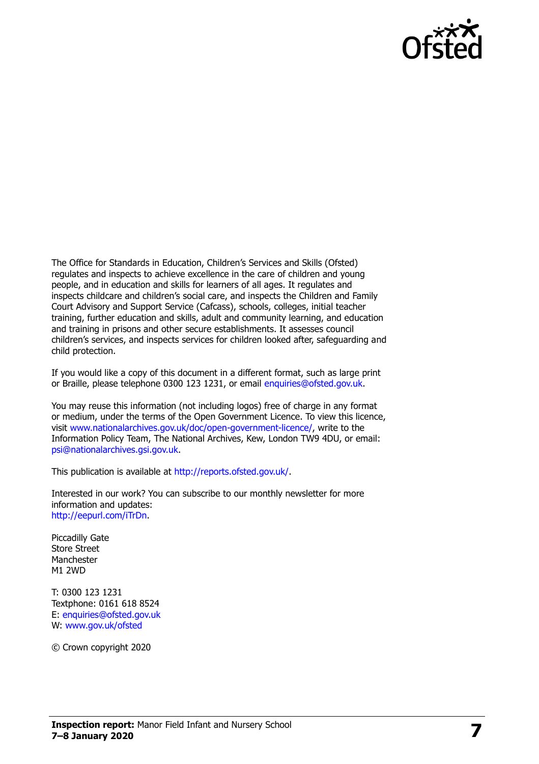The Office for Standards in Education, Children's Services and Skills (Ofsted) regulates and inspects to achieve excellence in the care of children and young people, and in education and skills for learners of all ages. It regulates and inspects childcare and children's social care, and inspects the Children and Family Court Advisory and Support Service (Cafcass), schools, colleges, initial teacher training, further education and skills, adult and community learning, and education and training in prisons and other secure establishments. It assesses council children's services, and inspects services for children looked after, safeguarding and child protection.

If you would like a copy of this document in a different format, such as large print or Braille, please telephone 0300 123 1231, or email enquiries@ofsted.gov.uk.

You may reuse this information (not including logos) free of charge in any format or medium, under the terms of the Open Government Licence. To view this licence, visit www.nationalarchives.gov.uk/doc/open-government-licence/, write to the Information Policy Team, The National Archives, Kew, London TW9 4DU, or email: psi@nationalarchives.gsi.gov.uk.

This publication is available at http://reports.ofsted.gov.uk/.

Interested in our work? You can subscribe to our monthly newsletter for more information and updates:
http://eepurl.com/iTrDn.

Piccadilly Gate
Store Street
Manchester
M1 2WD

T: 0300 123 1231
Textphone: 0161 618 8524
E: enquiries@ofsted.gov.uk
W: www.gov.uk/ofsted

© Crown copyright 2020